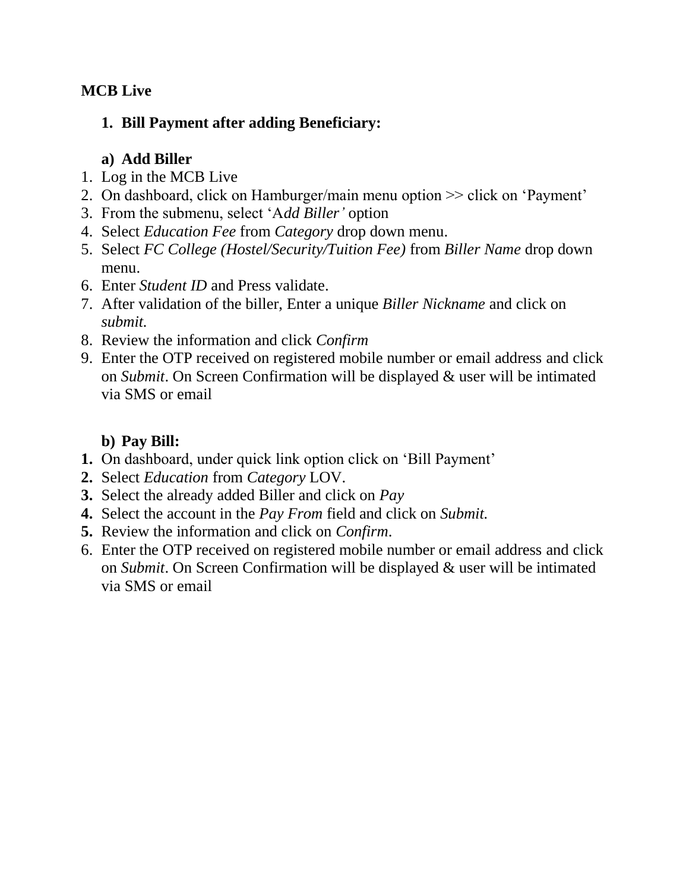**MCB Live**

1. **Bill Payment after adding Beneficiary:**

**a) Add Biller**

1. Log in the MCB Live
2. On dashboard, click on Hamburger/main menu option >> click on 'Payment'
3. From the submenu, select 'A*dd Biller'* option
4. Select *Education Fee* from *Category* drop down menu.
5. Select *FC College (Hostel/Security/Tuition Fee)* from *Biller Name* drop down menu.
6. Enter *Student ID* and Press validate.
7. After validation of the biller, Enter a unique *Biller Nickname* and click on *submit.*
8. Review the information and click *Confirm*
9. Enter the OTP received on registered mobile number or email address and click on *Submit*. On Screen Confirmation will be displayed & user will be intimated via SMS or email

**b) Pay Bill:**

1. On dashboard, under quick link option click on 'Bill Payment'
2. Select *Education* from *Category* LOV.
3. Select the already added Biller and click on *Pay*
4. Select the account in the *Pay From* field and click on *Submit.*
5. Review the information and click on *Confirm*.
6. Enter the OTP received on registered mobile number or email address and click on *Submit*. On Screen Confirmation will be displayed & user will be intimated via SMS or email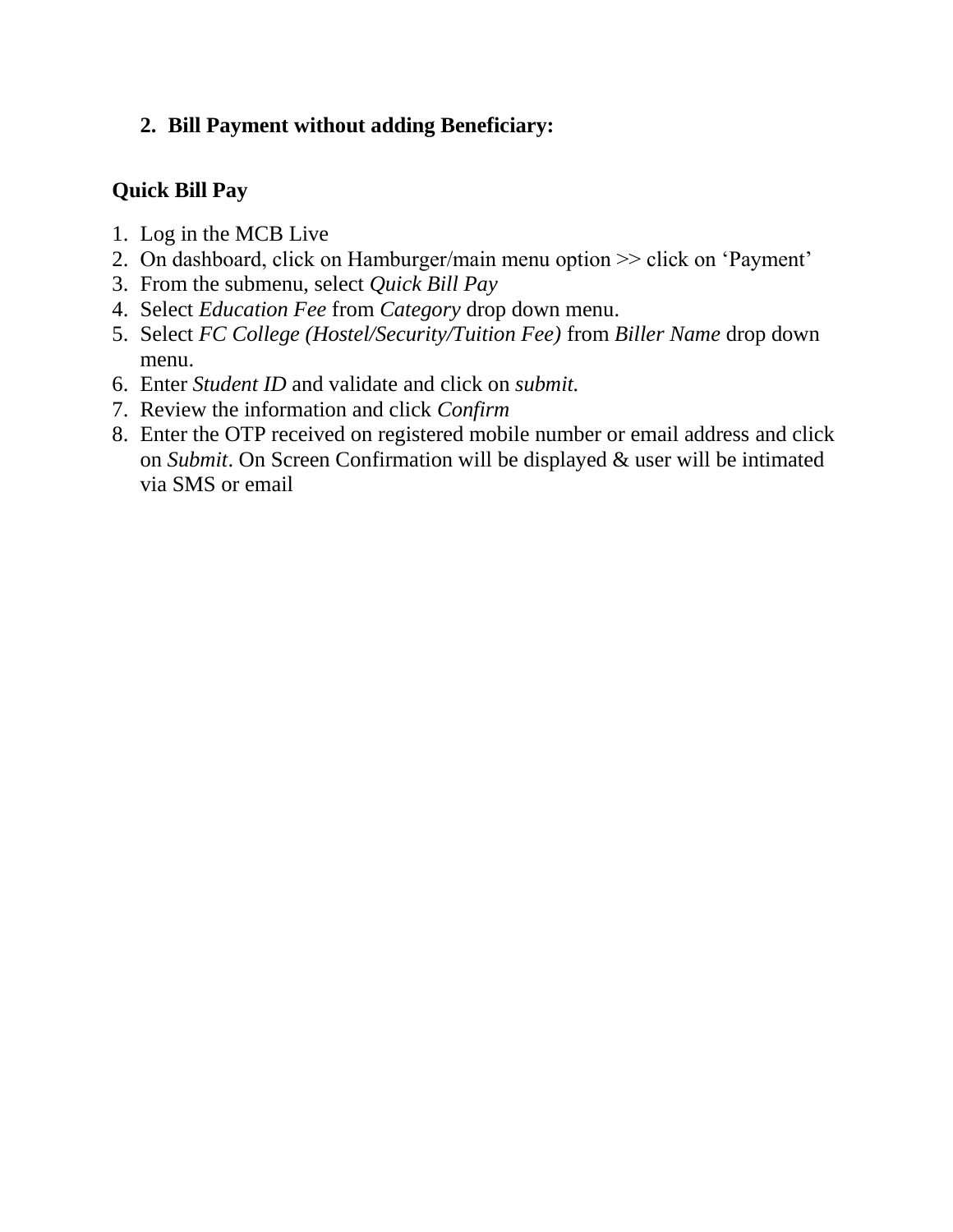2. **Bill Payment without adding Beneficiary:**

**Quick Bill Pay**

1. Log in the MCB Live
2. On dashboard, click on Hamburger/main menu option >> click on 'Payment'
3. From the submenu, select *Quick Bill Pay*
4. Select *Education Fee* from *Category* drop down menu.
5. Select *FC College (Hostel/Security/Tuition Fee)* from *Biller Name* drop down menu.
6. Enter *Student ID* and validate and click on *submit.*
7. Review the information and click *Confirm*
8. Enter the OTP received on registered mobile number or email address and click on *Submit*. On Screen Confirmation will be displayed & user will be intimated via SMS or email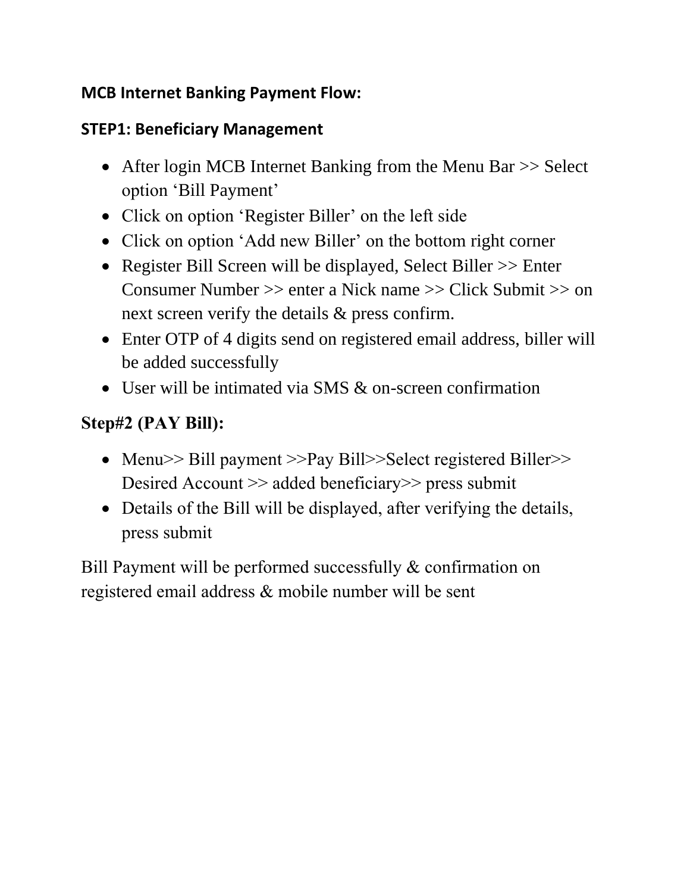**MCB Internet Banking Payment Flow:**

**STEP1: Beneficiary Management**

- After login MCB Internet Banking from the Menu Bar >> Select option 'Bill Payment'
- Click on option 'Register Biller' on the left side
- Click on option 'Add new Biller' on the bottom right corner
- Register Bill Screen will be displayed, Select Biller >> Enter Consumer Number >> enter a Nick name >> Click Submit >> on next screen verify the details & press confirm.
- Enter OTP of 4 digits send on registered email address, biller will be added successfully
- User will be intimated via SMS & on-screen confirmation

**Step#2 (PAY Bill):**

- Menu>> Bill payment >>Pay Bill>>Select registered Biller>> Desired Account >> added beneficiary>> press submit
- Details of the Bill will be displayed, after verifying the details, press submit

Bill Payment will be performed successfully & confirmation on registered email address & mobile number will be sent